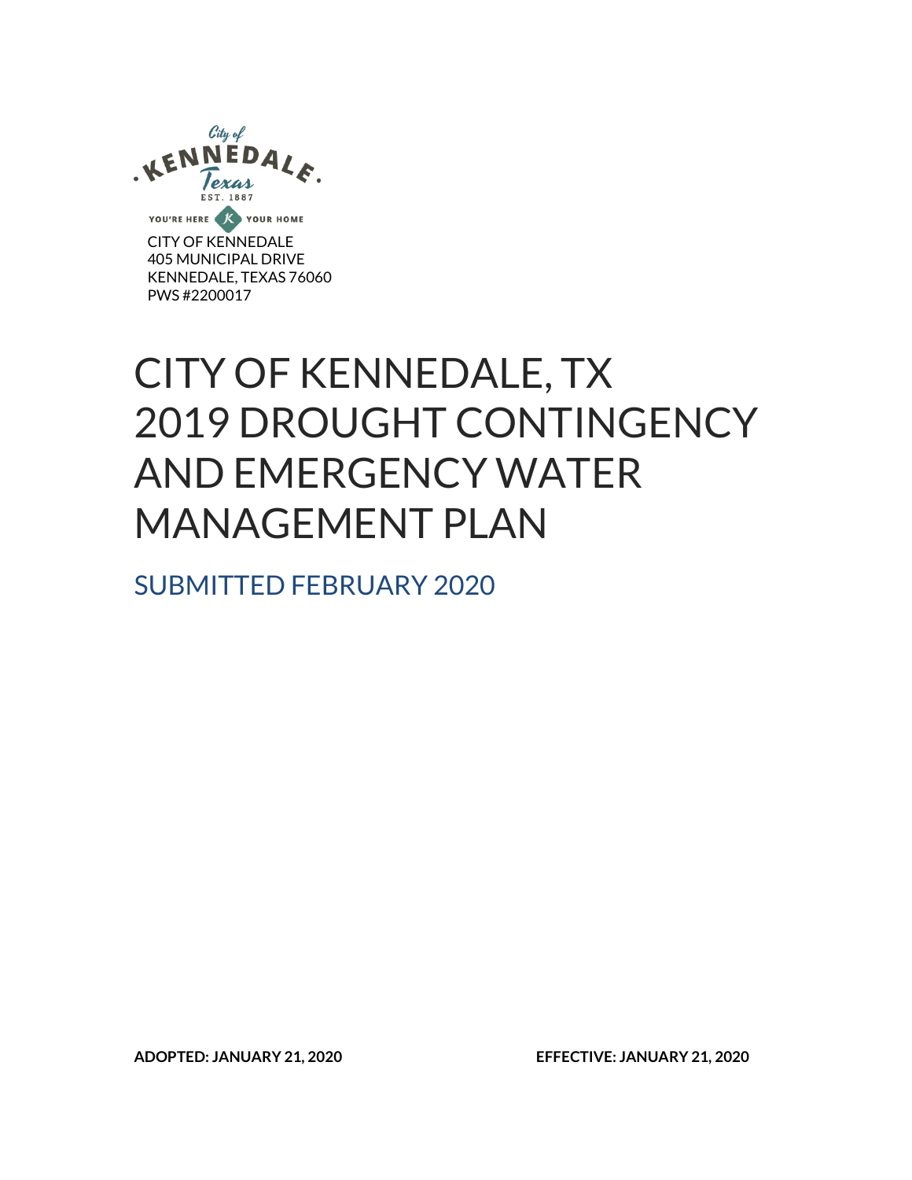City of KENNEDALE Texas EST. 1887

YOU'RE HERE YOUR HOME

CITY OF KENNEDALE
405 MUNICIPAL DRIVE
KENNEDALE, TEXAS 76060
PWS #2200017

# CITY OF KENNEDALE, TX 2019 DROUGHT CONTINGENCY AND EMERGENCY WATER MANAGEMENT PLAN

## SUBMITTED FEBRUARY 2020

**ADOPTED: JANUARY 21, 2020** **EFFECTIVE: JANUARY 21, 2020**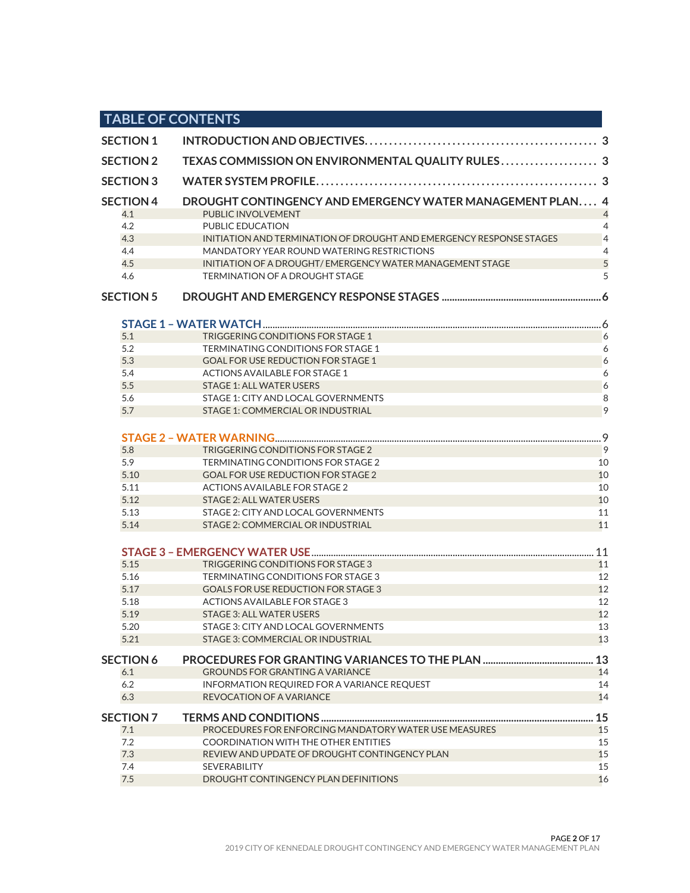## TABLE OF CONTENTS

| | | |
|---|---|---|
| **SECTION 1** | **INTRODUCTION AND OBJECTIVES** | **3** |
| **SECTION 2** | **TEXAS COMMISSION ON ENVIRONMENTAL QUALITY RULES** | **3** |
| **SECTION 3** | **WATER SYSTEM PROFILE** | **3** |
| **SECTION 4** | **DROUGHT CONTINGENCY AND EMERGENCY WATER MANAGEMENT PLAN** | **4** |
| 4.1 | PUBLIC INVOLVEMENT | 4 |
| 4.2 | PUBLIC EDUCATION | 4 |
| 4.3 | INITIATION AND TERMINATION OF DROUGHT AND EMERGENCY RESPONSE STAGES | 4 |
| 4.4 | MANDATORY YEAR ROUND WATERING RESTRICTIONS | 4 |
| 4.5 | INITIATION OF A DROUGHT/ EMERGENCY WATER MANAGEMENT STAGE | 5 |
| 4.6 | TERMINATION OF A DROUGHT STAGE | 5 |
| **SECTION 5** | **DROUGHT AND EMERGENCY RESPONSE STAGES** | **6** |
| **STAGE 1 – WATER WATCH** | | 6 |
| 5.1 | TRIGGERING CONDITIONS FOR STAGE 1 | 6 |
| 5.2 | TERMINATING CONDITIONS FOR STAGE 1 | 6 |
| 5.3 | GOAL FOR USE REDUCTION FOR STAGE 1 | 6 |
| 5.4 | ACTIONS AVAILABLE FOR STAGE 1 | 6 |
| 5.5 | STAGE 1: ALL WATER USERS | 6 |
| 5.6 | STAGE 1: CITY AND LOCAL GOVERNMENTS | 8 |
| 5.7 | STAGE 1: COMMERCIAL OR INDUSTRIAL | 9 |
| **STAGE 2 – WATER WARNING** | | 9 |
| 5.8 | TRIGGERING CONDITIONS FOR STAGE 2 | 9 |
| 5.9 | TERMINATING CONDITIONS FOR STAGE 2 | 10 |
| 5.10 | GOAL FOR USE REDUCTION FOR STAGE 2 | 10 |
| 5.11 | ACTIONS AVAILABLE FOR STAGE 2 | 10 |
| 5.12 | STAGE 2: ALL WATER USERS | 10 |
| 5.13 | STAGE 2: CITY AND LOCAL GOVERNMENTS | 11 |
| 5.14 | STAGE 2: COMMERCIAL OR INDUSTRIAL | 11 |
| **STAGE 3 – EMERGENCY WATER USE** | | 11 |
| 5.15 | TRIGGERING CONDITIONS FOR STAGE 3 | 11 |
| 5.16 | TERMINATING CONDITIONS FOR STAGE 3 | 12 |
| 5.17 | GOALS FOR USE REDUCTION FOR STAGE 3 | 12 |
| 5.18 | ACTIONS AVAILABLE FOR STAGE 3 | 12 |
| 5.19 | STAGE 3: ALL WATER USERS | 12 |
| 5.20 | STAGE 3: CITY AND LOCAL GOVERNMENTS | 13 |
| 5.21 | STAGE 3: COMMERCIAL OR INDUSTRIAL | 13 |
| **SECTION 6** | **PROCEDURES FOR GRANTING VARIANCES TO THE PLAN** | **13** |
| 6.1 | GROUNDS FOR GRANTING A VARIANCE | 14 |
| 6.2 | INFORMATION REQUIRED FOR A VARIANCE REQUEST | 14 |
| 6.3 | REVOCATION OF A VARIANCE | 14 |
| **SECTION 7** | **TERMS AND CONDITIONS** | **15** |
| 7.1 | PROCEDURES FOR ENFORCING MANDATORY WATER USE MEASURES | 15 |
| 7.2 | COORDINATION WITH THE OTHER ENTITIES | 15 |
| 7.3 | REVIEW AND UPDATE OF DROUGHT CONTINGENCY PLAN | 15 |
| 7.4 | SEVERABILITY | 15 |
| 7.5 | DROUGHT CONTINGENCY PLAN DEFINITIONS | 16 |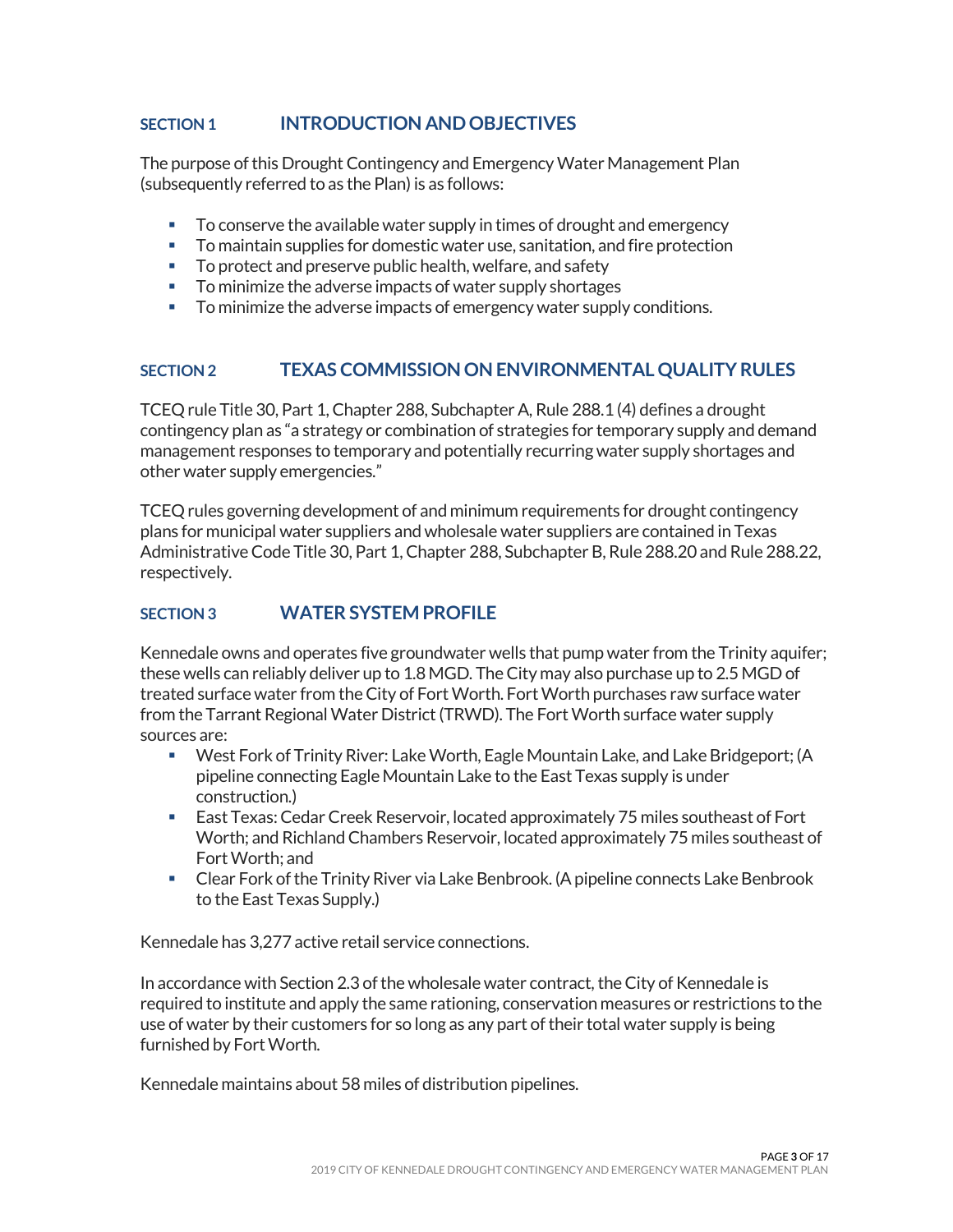## SECTION 1 INTRODUCTION AND OBJECTIVES

The purpose of this Drought Contingency and Emergency Water Management Plan (subsequently referred to as the Plan) is as follows:

- To conserve the available water supply in times of drought and emergency
- To maintain supplies for domestic water use, sanitation, and fire protection
- To protect and preserve public health, welfare, and safety
- To minimize the adverse impacts of water supply shortages
- To minimize the adverse impacts of emergency water supply conditions.

## SECTION 2 TEXAS COMMISSION ON ENVIRONMENTAL QUALITY RULES

TCEQ rule Title 30, Part 1, Chapter 288, Subchapter A, Rule 288.1 (4) defines a drought contingency plan as "a strategy or combination of strategies for temporary supply and demand management responses to temporary and potentially recurring water supply shortages and other water supply emergencies."

TCEQ rules governing development of and minimum requirements for drought contingency plans for municipal water suppliers and wholesale water suppliers are contained in Texas Administrative Code Title 30, Part 1, Chapter 288, Subchapter B, Rule 288.20 and Rule 288.22, respectively.

## SECTION 3 WATER SYSTEM PROFILE

Kennedale owns and operates five groundwater wells that pump water from the Trinity aquifer; these wells can reliably deliver up to 1.8 MGD. The City may also purchase up to 2.5 MGD of treated surface water from the City of Fort Worth. Fort Worth purchases raw surface water from the Tarrant Regional Water District (TRWD). The Fort Worth surface water supply sources are:

- West Fork of Trinity River: Lake Worth, Eagle Mountain Lake, and Lake Bridgeport; (A pipeline connecting Eagle Mountain Lake to the East Texas supply is under construction.)
- East Texas: Cedar Creek Reservoir, located approximately 75 miles southeast of Fort Worth; and Richland Chambers Reservoir, located approximately 75 miles southeast of Fort Worth; and
- Clear Fork of the Trinity River via Lake Benbrook. (A pipeline connects Lake Benbrook to the East Texas Supply.)

Kennedale has 3,277 active retail service connections.

In accordance with Section 2.3 of the wholesale water contract, the City of Kennedale is required to institute and apply the same rationing, conservation measures or restrictions to the use of water by their customers for so long as any part of their total water supply is being furnished by Fort Worth.

Kennedale maintains about 58 miles of distribution pipelines.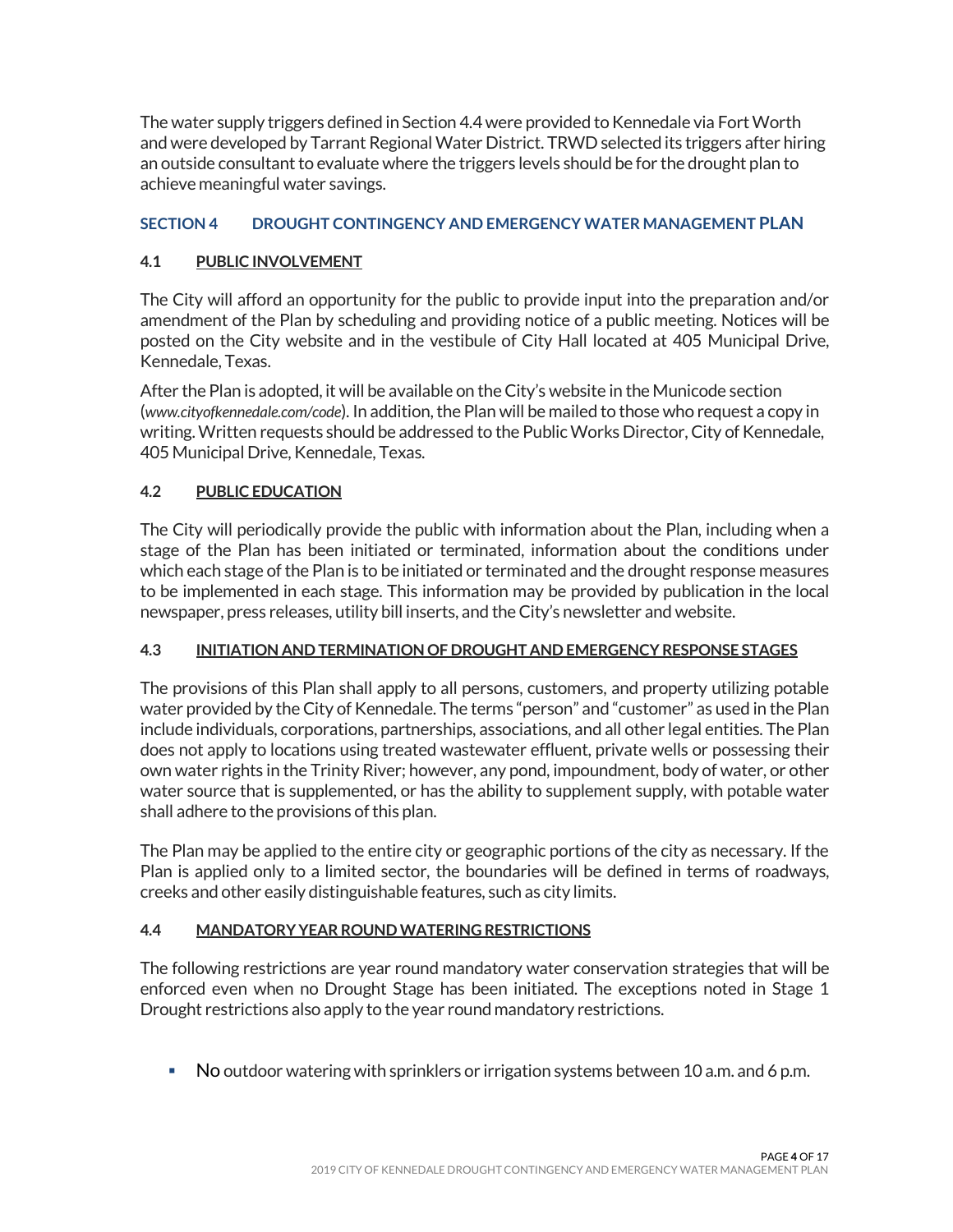The water supply triggers defined in Section 4.4 were provided to Kennedale via Fort Worth and were developed by Tarrant Regional Water District. TRWD selected its triggers after hiring an outside consultant to evaluate where the triggers levels should be for the drought plan to achieve meaningful water savings.

## SECTION 4 DROUGHT CONTINGENCY AND EMERGENCY WATER MANAGEMENT PLAN

### 4.1 PUBLIC INVOLVEMENT

The City will afford an opportunity for the public to provide input into the preparation and/or amendment of the Plan by scheduling and providing notice of a public meeting. Notices will be posted on the City website and in the vestibule of City Hall located at 405 Municipal Drive, Kennedale, Texas.

After the Plan is adopted, it will be available on the City's website in the Municode section (*www.cityofkennedale.com/code*). In addition, the Plan will be mailed to those who request a copy in writing. Written requests should be addressed to the Public Works Director, City of Kennedale, 405 Municipal Drive, Kennedale, Texas.

### 4.2 PUBLIC EDUCATION

The City will periodically provide the public with information about the Plan, including when a stage of the Plan has been initiated or terminated, information about the conditions under which each stage of the Plan is to be initiated or terminated and the drought response measures to be implemented in each stage. This information may be provided by publication in the local newspaper, press releases, utility bill inserts, and the City's newsletter and website.

### 4.3 INITIATION AND TERMINATION OF DROUGHT AND EMERGENCY RESPONSE STAGES

The provisions of this Plan shall apply to all persons, customers, and property utilizing potable water provided by the City of Kennedale. The terms "person" and "customer" as used in the Plan include individuals, corporations, partnerships, associations, and all other legal entities. The Plan does not apply to locations using treated wastewater effluent, private wells or possessing their own water rights in the Trinity River; however, any pond, impoundment, body of water, or other water source that is supplemented, or has the ability to supplement supply, with potable water shall adhere to the provisions of this plan.

The Plan may be applied to the entire city or geographic portions of the city as necessary. If the Plan is applied only to a limited sector, the boundaries will be defined in terms of roadways, creeks and other easily distinguishable features, such as city limits.

### 4.4 MANDATORY YEAR ROUND WATERING RESTRICTIONS

The following restrictions are year round mandatory water conservation strategies that will be enforced even when no Drought Stage has been initiated. The exceptions noted in Stage 1 Drought restrictions also apply to the year round mandatory restrictions.

- No outdoor watering with sprinklers or irrigation systems between 10 a.m. and 6 p.m.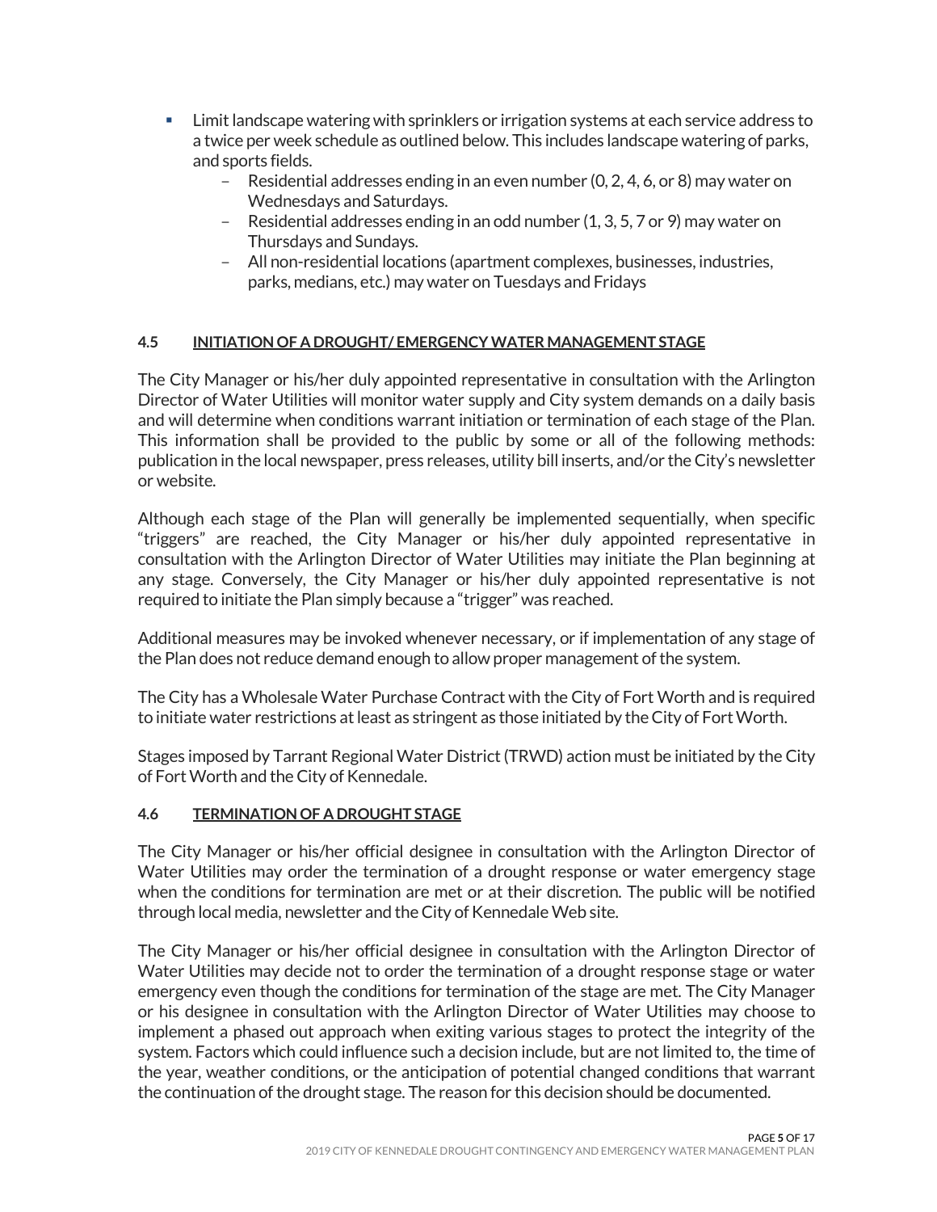- Limit landscape watering with sprinklers or irrigation systems at each service address to a twice per week schedule as outlined below. This includes landscape watering of parks, and sports fields.
  - Residential addresses ending in an even number (0, 2, 4, 6, or 8) may water on Wednesdays and Saturdays.
  - Residential addresses ending in an odd number (1, 3, 5, 7 or 9) may water on Thursdays and Sundays.
  - All non-residential locations (apartment complexes, businesses, industries, parks, medians, etc.) may water on Tuesdays and Fridays

### 4.5 INITIATION OF A DROUGHT/ EMERGENCY WATER MANAGEMENT STAGE

The City Manager or his/her duly appointed representative in consultation with the Arlington Director of Water Utilities will monitor water supply and City system demands on a daily basis and will determine when conditions warrant initiation or termination of each stage of the Plan. This information shall be provided to the public by some or all of the following methods: publication in the local newspaper, press releases, utility bill inserts, and/or the City's newsletter or website.

Although each stage of the Plan will generally be implemented sequentially, when specific "triggers" are reached, the City Manager or his/her duly appointed representative in consultation with the Arlington Director of Water Utilities may initiate the Plan beginning at any stage. Conversely, the City Manager or his/her duly appointed representative is not required to initiate the Plan simply because a "trigger" was reached.

Additional measures may be invoked whenever necessary, or if implementation of any stage of the Plan does not reduce demand enough to allow proper management of the system.

The City has a Wholesale Water Purchase Contract with the City of Fort Worth and is required to initiate water restrictions at least as stringent as those initiated by the City of Fort Worth.

Stages imposed by Tarrant Regional Water District (TRWD) action must be initiated by the City of Fort Worth and the City of Kennedale.

### 4.6 TERMINATION OF A DROUGHT STAGE

The City Manager or his/her official designee in consultation with the Arlington Director of Water Utilities may order the termination of a drought response or water emergency stage when the conditions for termination are met or at their discretion. The public will be notified through local media, newsletter and the City of Kennedale Web site.

The City Manager or his/her official designee in consultation with the Arlington Director of Water Utilities may decide not to order the termination of a drought response stage or water emergency even though the conditions for termination of the stage are met. The City Manager or his designee in consultation with the Arlington Director of Water Utilities may choose to implement a phased out approach when exiting various stages to protect the integrity of the system. Factors which could influence such a decision include, but are not limited to, the time of the year, weather conditions, or the anticipation of potential changed conditions that warrant the continuation of the drought stage. The reason for this decision should be documented.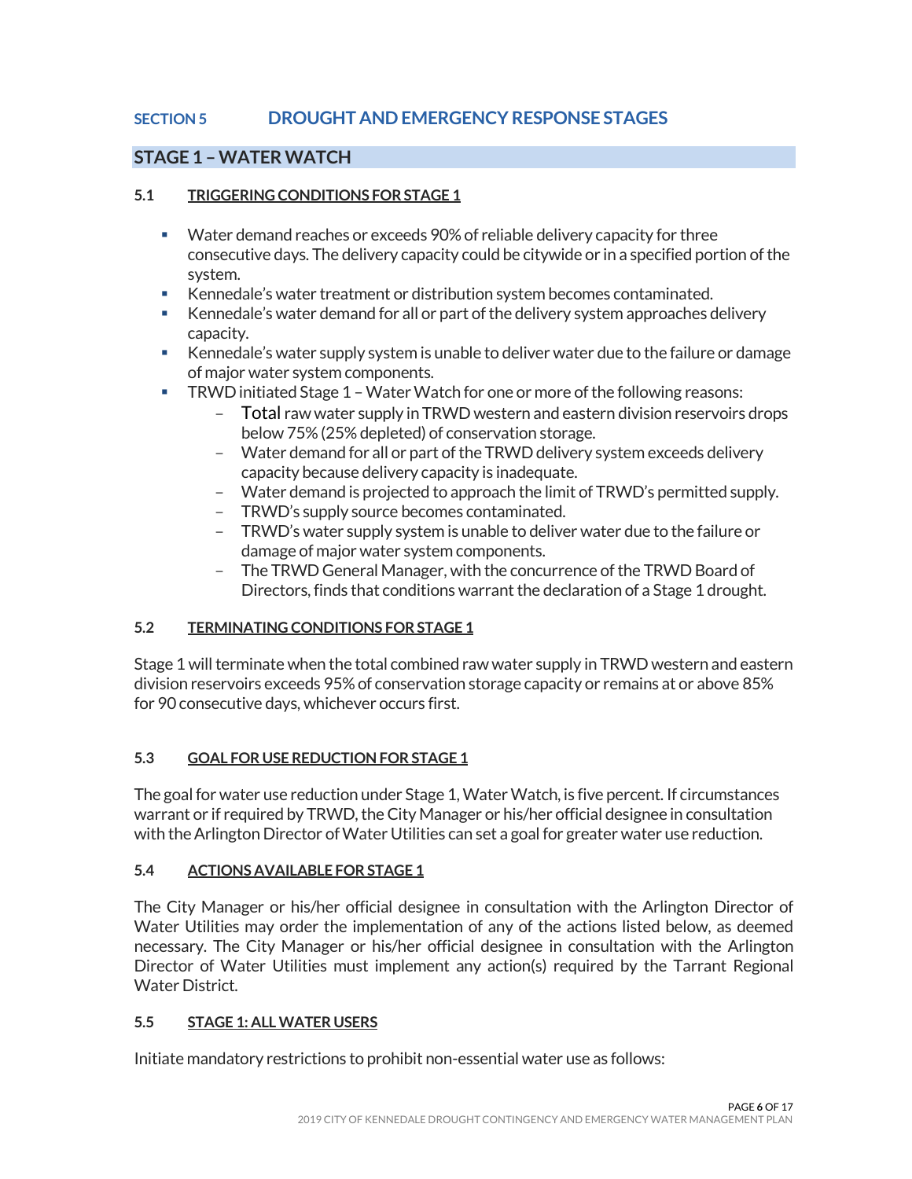# SECTION 5 DROUGHT AND EMERGENCY RESPONSE STAGES

## STAGE 1 – WATER WATCH

### 5.1 TRIGGERING CONDITIONS FOR STAGE 1

- Water demand reaches or exceeds 90% of reliable delivery capacity for three consecutive days. The delivery capacity could be citywide or in a specified portion of the system.
- Kennedale's water treatment or distribution system becomes contaminated.
- Kennedale's water demand for all or part of the delivery system approaches delivery capacity.
- Kennedale's water supply system is unable to deliver water due to the failure or damage of major water system components.
- TRWD initiated Stage 1 – Water Watch for one or more of the following reasons:
  - Total raw water supply in TRWD western and eastern division reservoirs drops below 75% (25% depleted) of conservation storage.
  - Water demand for all or part of the TRWD delivery system exceeds delivery capacity because delivery capacity is inadequate.
  - Water demand is projected to approach the limit of TRWD's permitted supply.
  - TRWD's supply source becomes contaminated.
  - TRWD's water supply system is unable to deliver water due to the failure or damage of major water system components.
  - The TRWD General Manager, with the concurrence of the TRWD Board of Directors, finds that conditions warrant the declaration of a Stage 1 drought.

### 5.2 TERMINATING CONDITIONS FOR STAGE 1

Stage 1 will terminate when the total combined raw water supply in TRWD western and eastern division reservoirs exceeds 95% of conservation storage capacity or remains at or above 85% for 90 consecutive days, whichever occurs first.

### 5.3 GOAL FOR USE REDUCTION FOR STAGE 1

The goal for water use reduction under Stage 1, Water Watch, is five percent. If circumstances warrant or if required by TRWD, the City Manager or his/her official designee in consultation with the Arlington Director of Water Utilities can set a goal for greater water use reduction.

### 5.4 ACTIONS AVAILABLE FOR STAGE 1

The City Manager or his/her official designee in consultation with the Arlington Director of Water Utilities may order the implementation of any of the actions listed below, as deemed necessary. The City Manager or his/her official designee in consultation with the Arlington Director of Water Utilities must implement any action(s) required by the Tarrant Regional Water District.

### 5.5 STAGE 1: ALL WATER USERS

Initiate mandatory restrictions to prohibit non-essential water use as follows: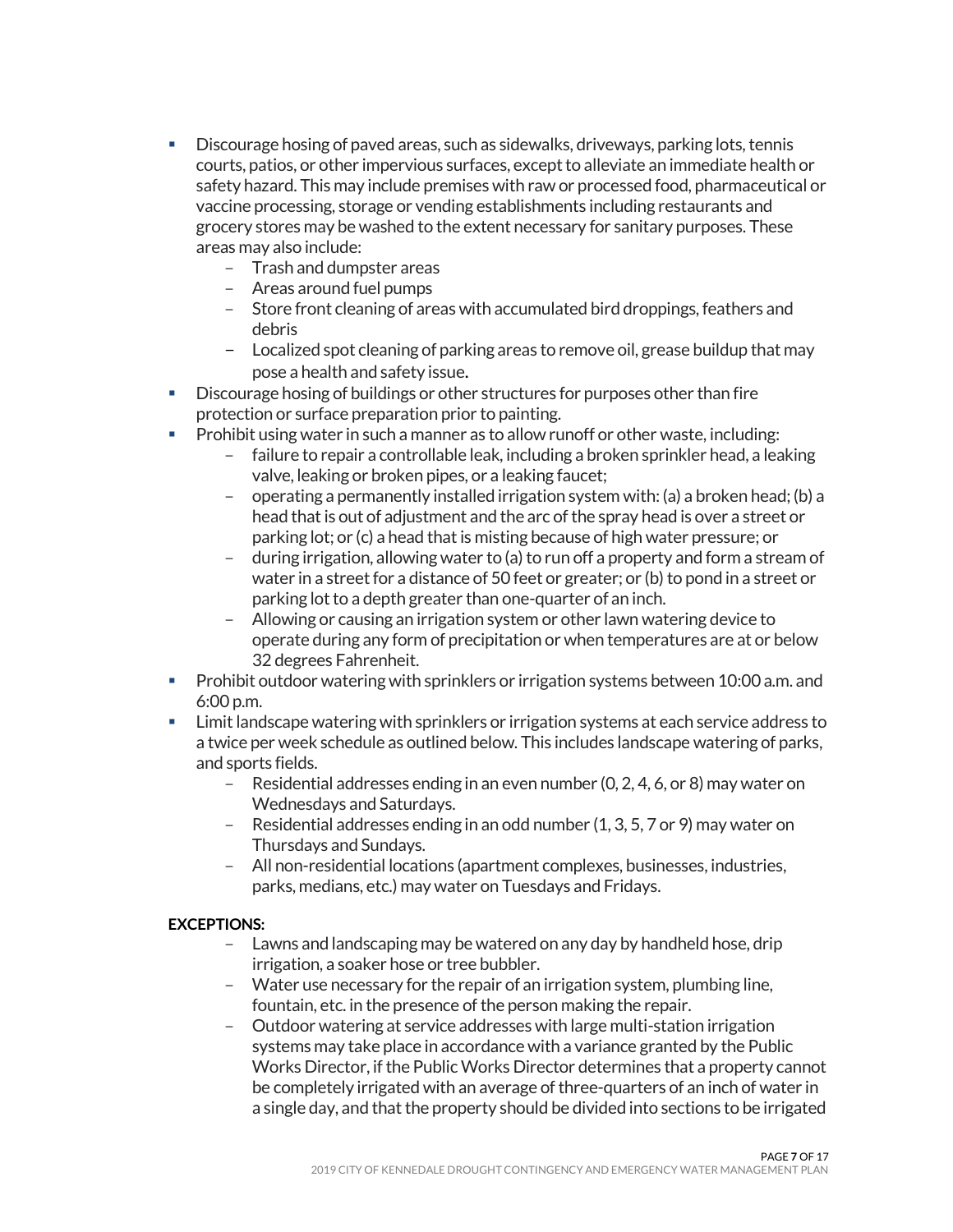- Discourage hosing of paved areas, such as sidewalks, driveways, parking lots, tennis courts, patios, or other impervious surfaces, except to alleviate an immediate health or safety hazard. This may include premises with raw or processed food, pharmaceutical or vaccine processing, storage or vending establishments including restaurants and grocery stores may be washed to the extent necessary for sanitary purposes. These areas may also include:
  - Trash and dumpster areas
  - Areas around fuel pumps
  - Store front cleaning of areas with accumulated bird droppings, feathers and debris
  - Localized spot cleaning of parking areas to remove oil, grease buildup that may pose a health and safety issue.
- Discourage hosing of buildings or other structures for purposes other than fire protection or surface preparation prior to painting.
- Prohibit using water in such a manner as to allow runoff or other waste, including:
  - failure to repair a controllable leak, including a broken sprinkler head, a leaking valve, leaking or broken pipes, or a leaking faucet;
  - operating a permanently installed irrigation system with: (a) a broken head; (b) a head that is out of adjustment and the arc of the spray head is over a street or parking lot; or (c) a head that is misting because of high water pressure; or
  - during irrigation, allowing water to (a) to run off a property and form a stream of water in a street for a distance of 50 feet or greater; or (b) to pond in a street or parking lot to a depth greater than one-quarter of an inch.
  - Allowing or causing an irrigation system or other lawn watering device to operate during any form of precipitation or when temperatures are at or below 32 degrees Fahrenheit.
- Prohibit outdoor watering with sprinklers or irrigation systems between 10:00 a.m. and 6:00 p.m.
- Limit landscape watering with sprinklers or irrigation systems at each service address to a twice per week schedule as outlined below. This includes landscape watering of parks, and sports fields.
  - Residential addresses ending in an even number (0, 2, 4, 6, or 8) may water on Wednesdays and Saturdays.
  - Residential addresses ending in an odd number (1, 3, 5, 7 or 9) may water on Thursdays and Sundays.
  - All non-residential locations (apartment complexes, businesses, industries, parks, medians, etc.) may water on Tuesdays and Fridays.

**EXCEPTIONS:**

- Lawns and landscaping may be watered on any day by handheld hose, drip irrigation, a soaker hose or tree bubbler.
- Water use necessary for the repair of an irrigation system, plumbing line, fountain, etc. in the presence of the person making the repair.
- Outdoor watering at service addresses with large multi-station irrigation systems may take place in accordance with a variance granted by the Public Works Director, if the Public Works Director determines that a property cannot be completely irrigated with an average of three-quarters of an inch of water in a single day, and that the property should be divided into sections to be irrigated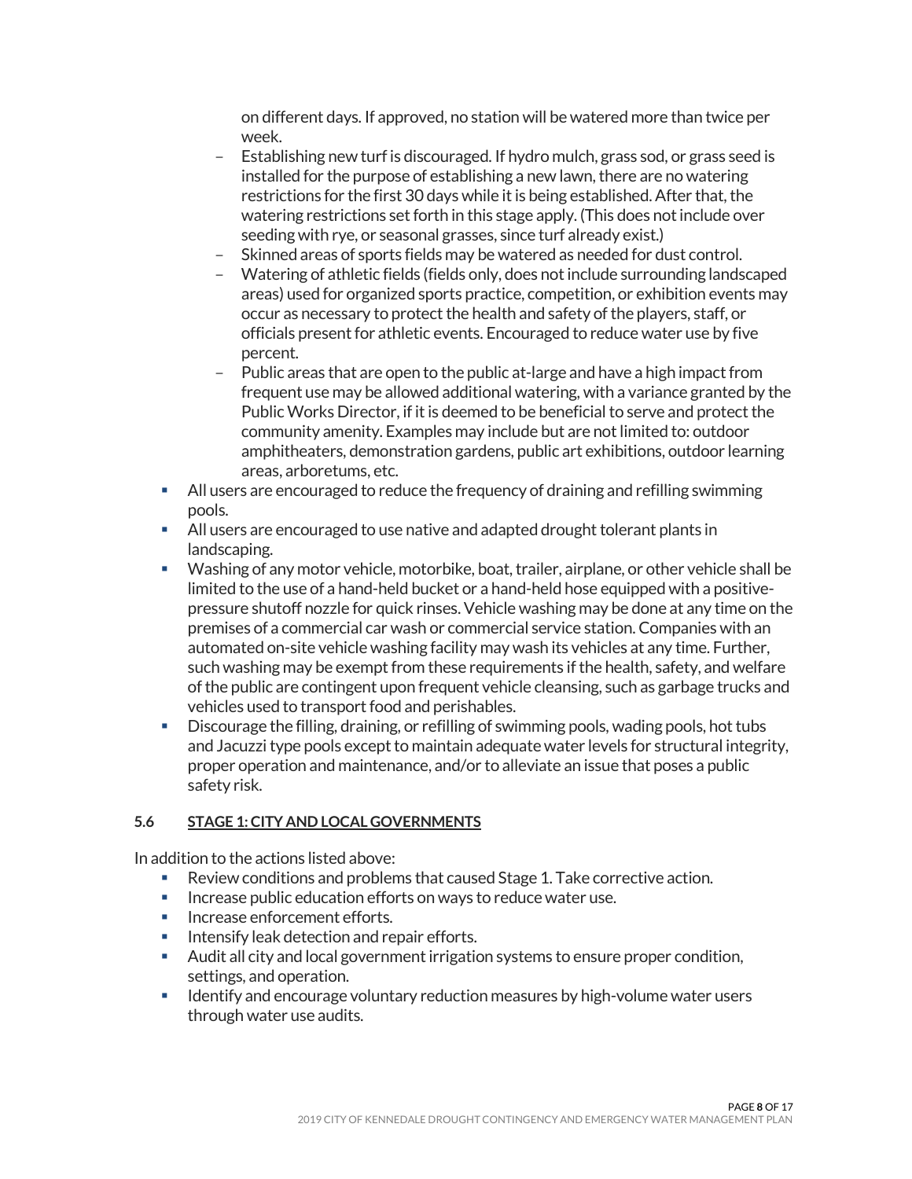on different days. If approved, no station will be watered more than twice per week.
  - Establishing new turf is discouraged. If hydro mulch, grass sod, or grass seed is installed for the purpose of establishing a new lawn, there are no watering restrictions for the first 30 days while it is being established. After that, the watering restrictions set forth in this stage apply. (This does not include over seeding with rye, or seasonal grasses, since turf already exist.)
  - Skinned areas of sports fields may be watered as needed for dust control.
  - Watering of athletic fields (fields only, does not include surrounding landscaped areas) used for organized sports practice, competition, or exhibition events may occur as necessary to protect the health and safety of the players, staff, or officials present for athletic events. Encouraged to reduce water use by five percent.
  - Public areas that are open to the public at-large and have a high impact from frequent use may be allowed additional watering, with a variance granted by the Public Works Director, if it is deemed to be beneficial to serve and protect the community amenity. Examples may include but are not limited to: outdoor amphitheaters, demonstration gardens, public art exhibitions, outdoor learning areas, arboretums, etc.
- All users are encouraged to reduce the frequency of draining and refilling swimming pools.
- All users are encouraged to use native and adapted drought tolerant plants in landscaping.
- Washing of any motor vehicle, motorbike, boat, trailer, airplane, or other vehicle shall be limited to the use of a hand-held bucket or a hand-held hose equipped with a positive-pressure shutoff nozzle for quick rinses. Vehicle washing may be done at any time on the premises of a commercial car wash or commercial service station. Companies with an automated on-site vehicle washing facility may wash its vehicles at any time. Further, such washing may be exempt from these requirements if the health, safety, and welfare of the public are contingent upon frequent vehicle cleansing, such as garbage trucks and vehicles used to transport food and perishables.
- Discourage the filling, draining, or refilling of swimming pools, wading pools, hot tubs and Jacuzzi type pools except to maintain adequate water levels for structural integrity, proper operation and maintenance, and/or to alleviate an issue that poses a public safety risk.

### 5.6 STAGE 1: CITY AND LOCAL GOVERNMENTS

In addition to the actions listed above:

- Review conditions and problems that caused Stage 1. Take corrective action.
- Increase public education efforts on ways to reduce water use.
- Increase enforcement efforts.
- Intensify leak detection and repair efforts.
- Audit all city and local government irrigation systems to ensure proper condition, settings, and operation.
- Identify and encourage voluntary reduction measures by high-volume water users through water use audits.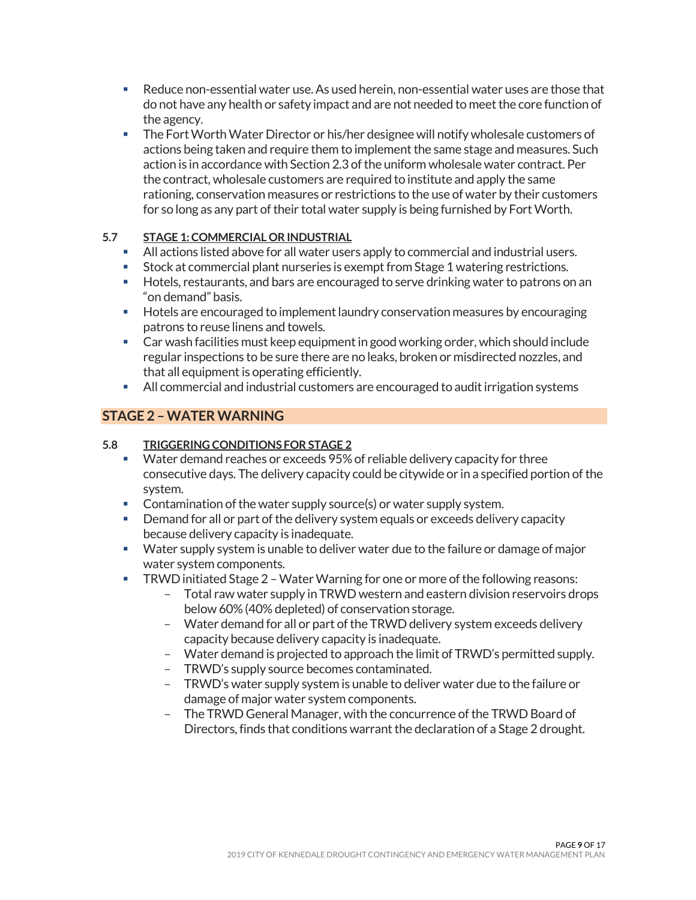- Reduce non-essential water use. As used herein, non-essential water uses are those that do not have any health or safety impact and are not needed to meet the core function of the agency.
- The Fort Worth Water Director or his/her designee will notify wholesale customers of actions being taken and require them to implement the same stage and measures. Such action is in accordance with Section 2.3 of the uniform wholesale water contract. Per the contract, wholesale customers are required to institute and apply the same rationing, conservation measures or restrictions to the use of water by their customers for so long as any part of their total water supply is being furnished by Fort Worth.

### 5.7 STAGE 1: COMMERCIAL OR INDUSTRIAL

- All actions listed above for all water users apply to commercial and industrial users.
- Stock at commercial plant nurseries is exempt from Stage 1 watering restrictions.
- Hotels, restaurants, and bars are encouraged to serve drinking water to patrons on an "on demand" basis.
- Hotels are encouraged to implement laundry conservation measures by encouraging patrons to reuse linens and towels.
- Car wash facilities must keep equipment in good working order, which should include regular inspections to be sure there are no leaks, broken or misdirected nozzles, and that all equipment is operating efficiently.
- All commercial and industrial customers are encouraged to audit irrigation systems

## STAGE 2 – WATER WARNING

### 5.8 TRIGGERING CONDITIONS FOR STAGE 2

- Water demand reaches or exceeds 95% of reliable delivery capacity for three consecutive days. The delivery capacity could be citywide or in a specified portion of the system.
- Contamination of the water supply source(s) or water supply system.
- Demand for all or part of the delivery system equals or exceeds delivery capacity because delivery capacity is inadequate.
- Water supply system is unable to deliver water due to the failure or damage of major water system components.
- TRWD initiated Stage 2 – Water Warning for one or more of the following reasons:
  - Total raw water supply in TRWD western and eastern division reservoirs drops below 60% (40% depleted) of conservation storage.
  - Water demand for all or part of the TRWD delivery system exceeds delivery capacity because delivery capacity is inadequate.
  - Water demand is projected to approach the limit of TRWD's permitted supply.
  - TRWD's supply source becomes contaminated.
  - TRWD's water supply system is unable to deliver water due to the failure or damage of major water system components.
  - The TRWD General Manager, with the concurrence of the TRWD Board of Directors, finds that conditions warrant the declaration of a Stage 2 drought.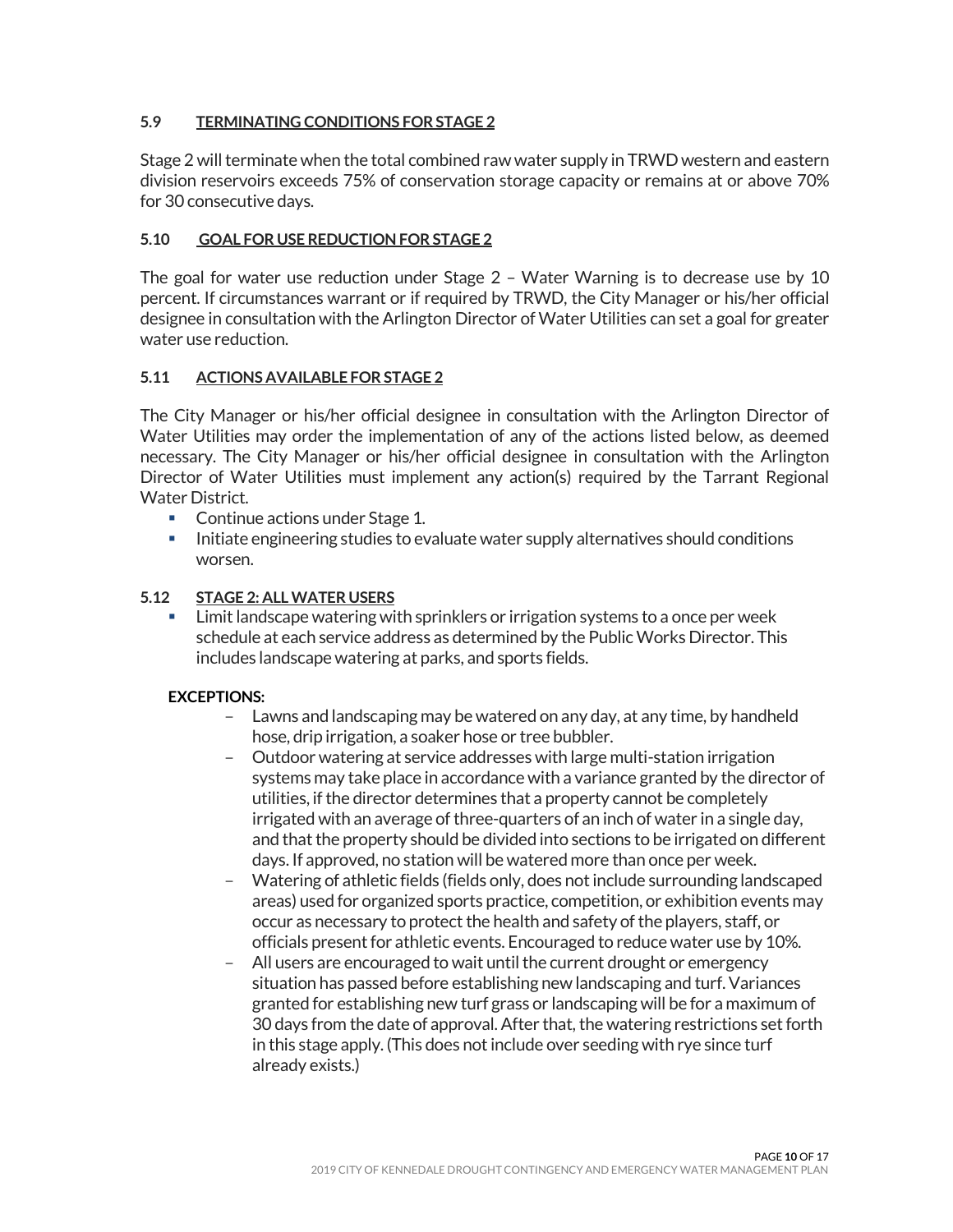### 5.9 TERMINATING CONDITIONS FOR STAGE 2

Stage 2 will terminate when the total combined raw water supply in TRWD western and eastern division reservoirs exceeds 75% of conservation storage capacity or remains at or above 70% for 30 consecutive days.

### 5.10 GOAL FOR USE REDUCTION FOR STAGE 2

The goal for water use reduction under Stage 2 – Water Warning is to decrease use by 10 percent. If circumstances warrant or if required by TRWD, the City Manager or his/her official designee in consultation with the Arlington Director of Water Utilities can set a goal for greater water use reduction.

### 5.11 ACTIONS AVAILABLE FOR STAGE 2

The City Manager or his/her official designee in consultation with the Arlington Director of Water Utilities may order the implementation of any of the actions listed below, as deemed necessary. The City Manager or his/her official designee in consultation with the Arlington Director of Water Utilities must implement any action(s) required by the Tarrant Regional Water District.

- Continue actions under Stage 1.
- Initiate engineering studies to evaluate water supply alternatives should conditions worsen.

### 5.12 STAGE 2: ALL WATER USERS

- Limit landscape watering with sprinklers or irrigation systems to a once per week schedule at each service address as determined by the Public Works Director. This includes landscape watering at parks, and sports fields.

**EXCEPTIONS:**

- Lawns and landscaping may be watered on any day, at any time, by handheld hose, drip irrigation, a soaker hose or tree bubbler.
- Outdoor watering at service addresses with large multi-station irrigation systems may take place in accordance with a variance granted by the director of utilities, if the director determines that a property cannot be completely irrigated with an average of three-quarters of an inch of water in a single day, and that the property should be divided into sections to be irrigated on different days. If approved, no station will be watered more than once per week.
- Watering of athletic fields (fields only, does not include surrounding landscaped areas) used for organized sports practice, competition, or exhibition events may occur as necessary to protect the health and safety of the players, staff, or officials present for athletic events. Encouraged to reduce water use by 10%.
- All users are encouraged to wait until the current drought or emergency situation has passed before establishing new landscaping and turf. Variances granted for establishing new turf grass or landscaping will be for a maximum of 30 days from the date of approval. After that, the watering restrictions set forth in this stage apply. (This does not include over seeding with rye since turf already exists.)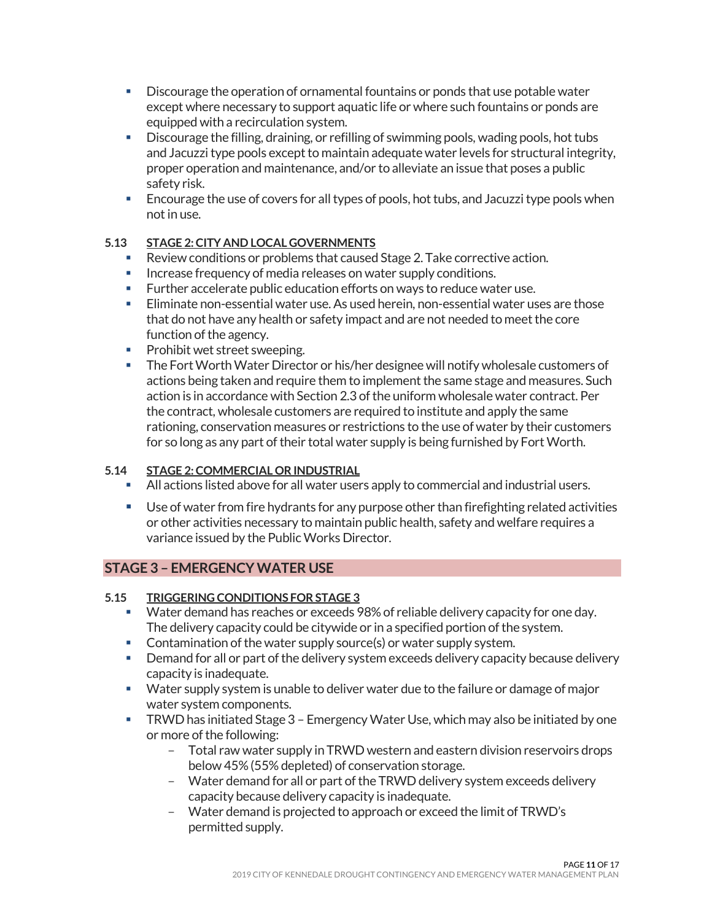- Discourage the operation of ornamental fountains or ponds that use potable water except where necessary to support aquatic life or where such fountains or ponds are equipped with a recirculation system.
- Discourage the filling, draining, or refilling of swimming pools, wading pools, hot tubs and Jacuzzi type pools except to maintain adequate water levels for structural integrity, proper operation and maintenance, and/or to alleviate an issue that poses a public safety risk.
- Encourage the use of covers for all types of pools, hot tubs, and Jacuzzi type pools when not in use.

**5.13 STAGE 2: CITY AND LOCAL GOVERNMENTS**

- Review conditions or problems that caused Stage 2. Take corrective action.
- Increase frequency of media releases on water supply conditions.
- Further accelerate public education efforts on ways to reduce water use.
- Eliminate non-essential water use. As used herein, non-essential water uses are those that do not have any health or safety impact and are not needed to meet the core function of the agency.
- Prohibit wet street sweeping.
- The Fort Worth Water Director or his/her designee will notify wholesale customers of actions being taken and require them to implement the same stage and measures. Such action is in accordance with Section 2.3 of the uniform wholesale water contract. Per the contract, wholesale customers are required to institute and apply the same rationing, conservation measures or restrictions to the use of water by their customers for so long as any part of their total water supply is being furnished by Fort Worth.

**5.14 STAGE 2: COMMERCIAL OR INDUSTRIAL**

- All actions listed above for all water users apply to commercial and industrial users.
- Use of water from fire hydrants for any purpose other than firefighting related activities or other activities necessary to maintain public health, safety and welfare requires a variance issued by the Public Works Director.

## STAGE 3 – EMERGENCY WATER USE

**5.15 TRIGGERING CONDITIONS FOR STAGE 3**

- Water demand has reaches or exceeds 98% of reliable delivery capacity for one day. The delivery capacity could be citywide or in a specified portion of the system.
- Contamination of the water supply source(s) or water supply system.
- Demand for all or part of the delivery system exceeds delivery capacity because delivery capacity is inadequate.
- Water supply system is unable to deliver water due to the failure or damage of major water system components.
- TRWD has initiated Stage 3 – Emergency Water Use, which may also be initiated by one or more of the following:
  - Total raw water supply in TRWD western and eastern division reservoirs drops below 45% (55% depleted) of conservation storage.
  - Water demand for all or part of the TRWD delivery system exceeds delivery capacity because delivery capacity is inadequate.
  - Water demand is projected to approach or exceed the limit of TRWD's permitted supply.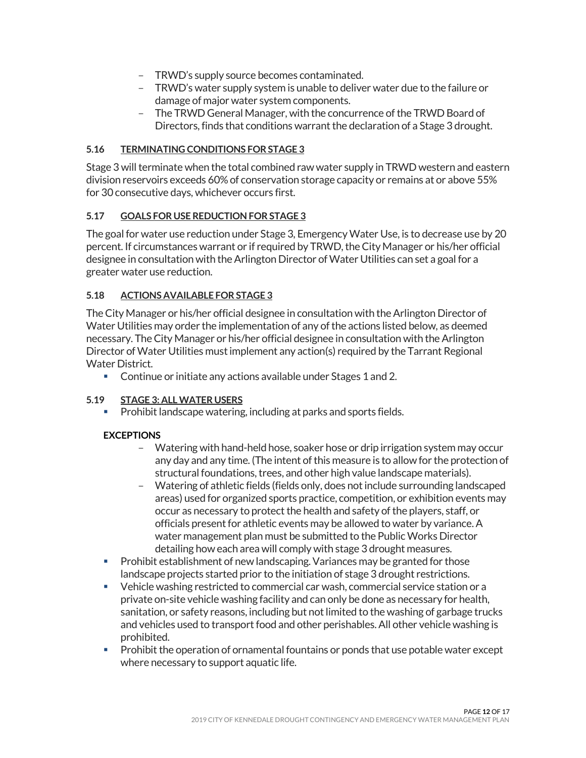- TRWD's supply source becomes contaminated.
  - TRWD's water supply system is unable to deliver water due to the failure or damage of major water system components.
  - The TRWD General Manager, with the concurrence of the TRWD Board of Directors, finds that conditions warrant the declaration of a Stage 3 drought.

### 5.16 <u>TERMINATING CONDITIONS FOR STAGE 3</u>

Stage 3 will terminate when the total combined raw water supply in TRWD western and eastern division reservoirs exceeds 60% of conservation storage capacity or remains at or above 55% for 30 consecutive days, whichever occurs first.

### 5.17 <u>GOALS FOR USE REDUCTION FOR STAGE 3</u>

The goal for water use reduction under Stage 3, Emergency Water Use, is to decrease use by 20 percent. If circumstances warrant or if required by TRWD, the City Manager or his/her official designee in consultation with the Arlington Director of Water Utilities can set a goal for a greater water use reduction.

### 5.18 <u>ACTIONS AVAILABLE FOR STAGE 3</u>

The City Manager or his/her official designee in consultation with the Arlington Director of Water Utilities may order the implementation of any of the actions listed below, as deemed necessary. The City Manager or his/her official designee in consultation with the Arlington Director of Water Utilities must implement any action(s) required by the Tarrant Regional Water District.

- Continue or initiate any actions available under Stages 1 and 2.

### 5.19 <u>STAGE 3: ALL WATER USERS</u>

- Prohibit landscape watering, including at parks and sports fields.

**EXCEPTIONS**

  - Watering with hand-held hose, soaker hose or drip irrigation system may occur any day and any time. (The intent of this measure is to allow for the protection of structural foundations, trees, and other high value landscape materials).
  - Watering of athletic fields (fields only, does not include surrounding landscaped areas) used for organized sports practice, competition, or exhibition events may occur as necessary to protect the health and safety of the players, staff, or officials present for athletic events may be allowed to water by variance. A water management plan must be submitted to the Public Works Director detailing how each area will comply with stage 3 drought measures.

- Prohibit establishment of new landscaping. Variances may be granted for those landscape projects started prior to the initiation of stage 3 drought restrictions.
- Vehicle washing restricted to commercial car wash, commercial service station or a private on-site vehicle washing facility and can only be done as necessary for health, sanitation, or safety reasons, including but not limited to the washing of garbage trucks and vehicles used to transport food and other perishables. All other vehicle washing is prohibited.
- Prohibit the operation of ornamental fountains or ponds that use potable water except where necessary to support aquatic life.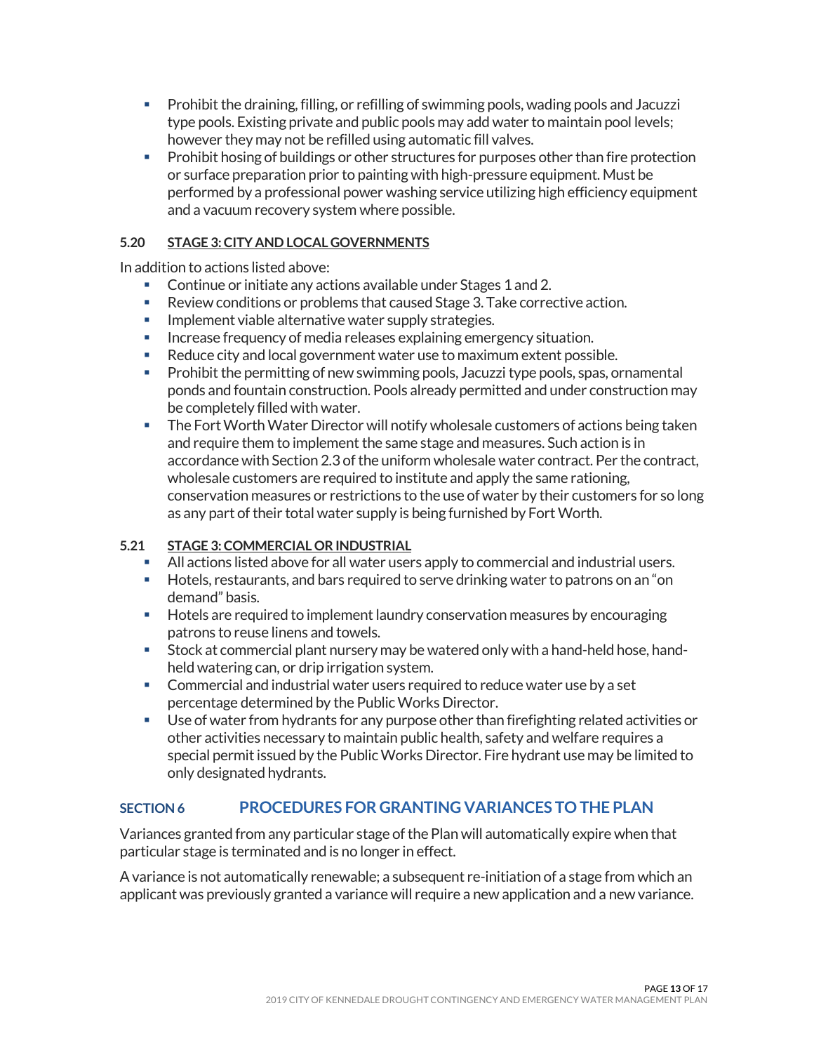- Prohibit the draining, filling, or refilling of swimming pools, wading pools and Jacuzzi type pools. Existing private and public pools may add water to maintain pool levels; however they may not be refilled using automatic fill valves.
- Prohibit hosing of buildings or other structures for purposes other than fire protection or surface preparation prior to painting with high-pressure equipment. Must be performed by a professional power washing service utilizing high efficiency equipment and a vacuum recovery system where possible.

#### 5.20 STAGE 3: CITY AND LOCAL GOVERNMENTS

In addition to actions listed above:

- Continue or initiate any actions available under Stages 1 and 2.
- Review conditions or problems that caused Stage 3. Take corrective action.
- Implement viable alternative water supply strategies.
- Increase frequency of media releases explaining emergency situation.
- Reduce city and local government water use to maximum extent possible.
- Prohibit the permitting of new swimming pools, Jacuzzi type pools, spas, ornamental ponds and fountain construction. Pools already permitted and under construction may be completely filled with water.
- The Fort Worth Water Director will notify wholesale customers of actions being taken and require them to implement the same stage and measures. Such action is in accordance with Section 2.3 of the uniform wholesale water contract. Per the contract, wholesale customers are required to institute and apply the same rationing, conservation measures or restrictions to the use of water by their customers for so long as any part of their total water supply is being furnished by Fort Worth.

#### 5.21 STAGE 3: COMMERCIAL OR INDUSTRIAL

- All actions listed above for all water users apply to commercial and industrial users.
- Hotels, restaurants, and bars required to serve drinking water to patrons on an "on demand" basis.
- Hotels are required to implement laundry conservation measures by encouraging patrons to reuse linens and towels.
- Stock at commercial plant nursery may be watered only with a hand-held hose, hand-held watering can, or drip irrigation system.
- Commercial and industrial water users required to reduce water use by a set percentage determined by the Public Works Director.
- Use of water from hydrants for any purpose other than firefighting related activities or other activities necessary to maintain public health, safety and welfare requires a special permit issued by the Public Works Director. Fire hydrant use may be limited to only designated hydrants.

## SECTION 6 PROCEDURES FOR GRANTING VARIANCES TO THE PLAN

Variances granted from any particular stage of the Plan will automatically expire when that particular stage is terminated and is no longer in effect.

A variance is not automatically renewable; a subsequent re-initiation of a stage from which an applicant was previously granted a variance will require a new application and a new variance.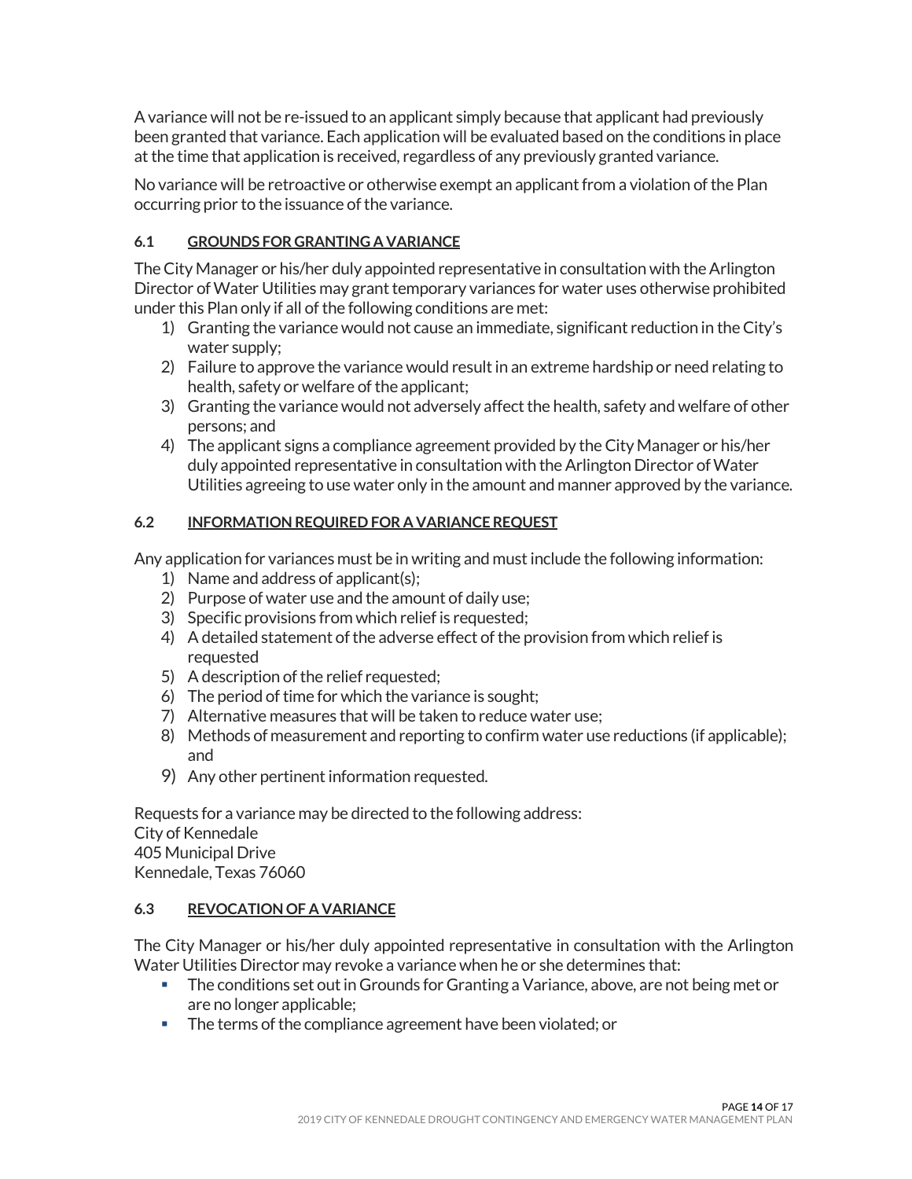A variance will not be re-issued to an applicant simply because that applicant had previously been granted that variance. Each application will be evaluated based on the conditions in place at the time that application is received, regardless of any previously granted variance.

No variance will be retroactive or otherwise exempt an applicant from a violation of the Plan occurring prior to the issuance of the variance.

### 6.1 GROUNDS FOR GRANTING A VARIANCE

The City Manager or his/her duly appointed representative in consultation with the Arlington Director of Water Utilities may grant temporary variances for water uses otherwise prohibited under this Plan only if all of the following conditions are met:

1) Granting the variance would not cause an immediate, significant reduction in the City's water supply;
2) Failure to approve the variance would result in an extreme hardship or need relating to health, safety or welfare of the applicant;
3) Granting the variance would not adversely affect the health, safety and welfare of other persons; and
4) The applicant signs a compliance agreement provided by the City Manager or his/her duly appointed representative in consultation with the Arlington Director of Water Utilities agreeing to use water only in the amount and manner approved by the variance.

### 6.2 INFORMATION REQUIRED FOR A VARIANCE REQUEST

Any application for variances must be in writing and must include the following information:

1) Name and address of applicant(s);
2) Purpose of water use and the amount of daily use;
3) Specific provisions from which relief is requested;
4) A detailed statement of the adverse effect of the provision from which relief is requested
5) A description of the relief requested;
6) The period of time for which the variance is sought;
7) Alternative measures that will be taken to reduce water use;
8) Methods of measurement and reporting to confirm water use reductions (if applicable); and
9) Any other pertinent information requested.

Requests for a variance may be directed to the following address:
City of Kennedale
405 Municipal Drive
Kennedale, Texas 76060

### 6.3 REVOCATION OF A VARIANCE

The City Manager or his/her duly appointed representative in consultation with the Arlington Water Utilities Director may revoke a variance when he or she determines that:

- The conditions set out in Grounds for Granting a Variance, above, are not being met or are no longer applicable;
- The terms of the compliance agreement have been violated; or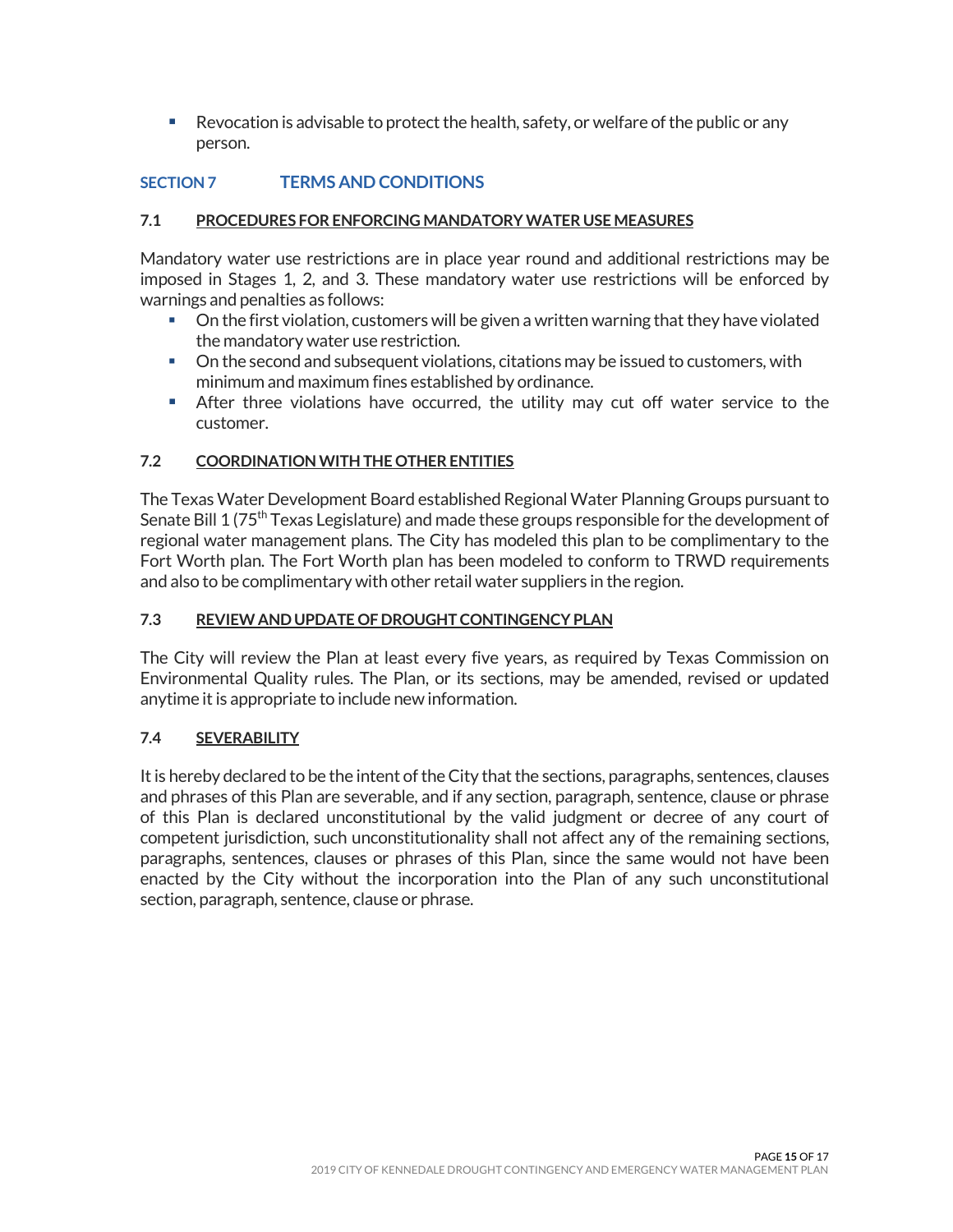- Revocation is advisable to protect the health, safety, or welfare of the public or any person.

## SECTION 7 TERMS AND CONDITIONS

### 7.1 PROCEDURES FOR ENFORCING MANDATORY WATER USE MEASURES

Mandatory water use restrictions are in place year round and additional restrictions may be imposed in Stages 1, 2, and 3. These mandatory water use restrictions will be enforced by warnings and penalties as follows:

- On the first violation, customers will be given a written warning that they have violated the mandatory water use restriction.
- On the second and subsequent violations, citations may be issued to customers, with minimum and maximum fines established by ordinance.
- After three violations have occurred, the utility may cut off water service to the customer.

### 7.2 COORDINATION WITH THE OTHER ENTITIES

The Texas Water Development Board established Regional Water Planning Groups pursuant to Senate Bill 1 (75th Texas Legislature) and made these groups responsible for the development of regional water management plans. The City has modeled this plan to be complimentary to the Fort Worth plan. The Fort Worth plan has been modeled to conform to TRWD requirements and also to be complimentary with other retail water suppliers in the region.

### 7.3 REVIEW AND UPDATE OF DROUGHT CONTINGENCY PLAN

The City will review the Plan at least every five years, as required by Texas Commission on Environmental Quality rules. The Plan, or its sections, may be amended, revised or updated anytime it is appropriate to include new information.

### 7.4 SEVERABILITY

It is hereby declared to be the intent of the City that the sections, paragraphs, sentences, clauses and phrases of this Plan are severable, and if any section, paragraph, sentence, clause or phrase of this Plan is declared unconstitutional by the valid judgment or decree of any court of competent jurisdiction, such unconstitutionality shall not affect any of the remaining sections, paragraphs, sentences, clauses or phrases of this Plan, since the same would not have been enacted by the City without the incorporation into the Plan of any such unconstitutional section, paragraph, sentence, clause or phrase.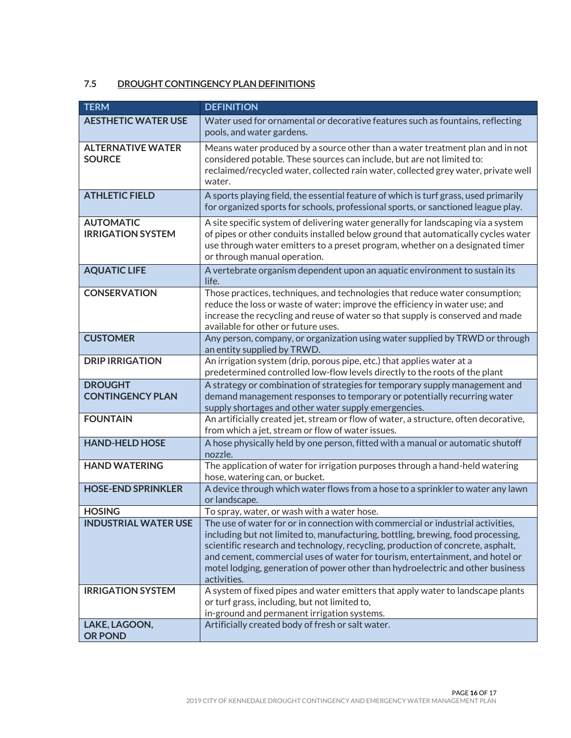## 7.5 DROUGHT CONTINGENCY PLAN DEFINITIONS

| TERM | DEFINITION |
|---|---|
| **AESTHETIC WATER USE** | Water used for ornamental or decorative features such as fountains, reflecting pools, and water gardens. |
| **ALTERNATIVE WATER SOURCE** | Means water produced by a source other than a water treatment plan and in not considered potable. These sources can include, but are not limited to: reclaimed/recycled water, collected rain water, collected grey water, private well water. |
| **ATHLETIC FIELD** | A sports playing field, the essential feature of which is turf grass, used primarily for organized sports for schools, professional sports, or sanctioned league play. |
| **AUTOMATIC IRRIGATION SYSTEM** | A site specific system of delivering water generally for landscaping via a system of pipes or other conduits installed below ground that automatically cycles water use through water emitters to a preset program, whether on a designated timer or through manual operation. |
| **AQUATIC LIFE** | A vertebrate organism dependent upon an aquatic environment to sustain its life. |
| **CONSERVATION** | Those practices, techniques, and technologies that reduce water consumption; reduce the loss or waste of water; improve the efficiency in water use; and increase the recycling and reuse of water so that supply is conserved and made available for other or future uses. |
| **CUSTOMER** | Any person, company, or organization using water supplied by TRWD or through an entity supplied by TRWD. |
| **DRIP IRRIGATION** | An irrigation system (drip, porous pipe, etc.) that applies water at a predetermined controlled low-flow levels directly to the roots of the plant |
| **DROUGHT CONTINGENCY PLAN** | A strategy or combination of strategies for temporary supply management and demand management responses to temporary or potentially recurring water supply shortages and other water supply emergencies. |
| **FOUNTAIN** | An artificially created jet, stream or flow of water, a structure, often decorative, from which a jet, stream or flow of water issues. |
| **HAND-HELD HOSE** | A hose physically held by one person, fitted with a manual or automatic shutoff nozzle. |
| **HAND WATERING** | The application of water for irrigation purposes through a hand-held watering hose, watering can, or bucket. |
| **HOSE-END SPRINKLER** | A device through which water flows from a hose to a sprinkler to water any lawn or landscape. |
| **HOSING** | To spray, water, or wash with a water hose. |
| **INDUSTRIAL WATER USE** | The use of water for or in connection with commercial or industrial activities, including but not limited to, manufacturing, bottling, brewing, food processing, scientific research and technology, recycling, production of concrete, asphalt, and cement, commercial uses of water for tourism, entertainment, and hotel or motel lodging, generation of power other than hydroelectric and other business activities. |
| **IRRIGATION SYSTEM** | A system of fixed pipes and water emitters that apply water to landscape plants or turf grass, including, but not limited to, in-ground and permanent irrigation systems. |
| **LAKE, LAGOON, OR POND** | Artificially created body of fresh or salt water. |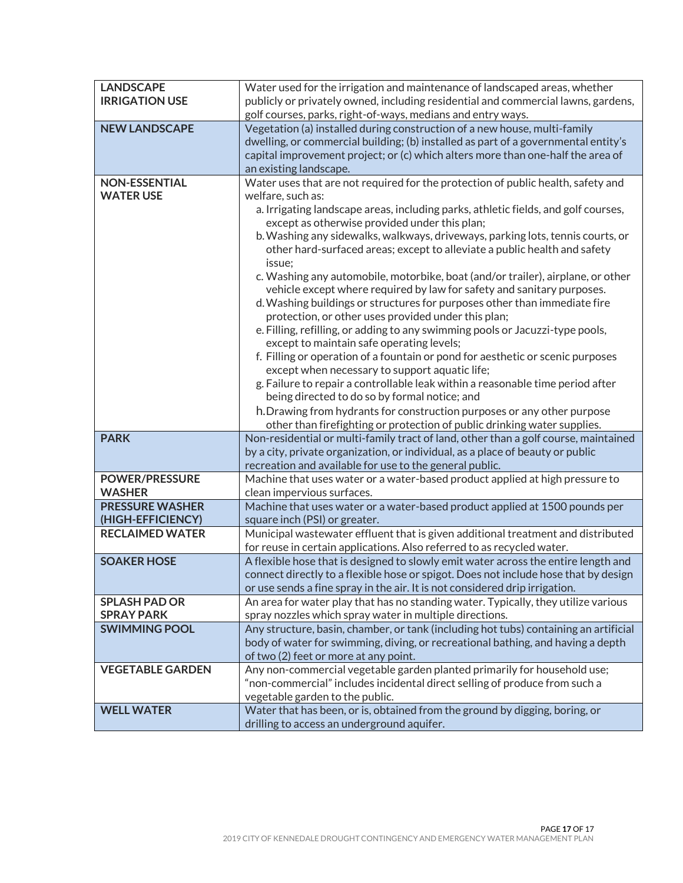| | |
|---|---|
| **LANDSCAPE IRRIGATION USE** | Water used for the irrigation and maintenance of landscaped areas, whether publicly or privately owned, including residential and commercial lawns, gardens, golf courses, parks, right-of-ways, medians and entry ways. |
| **NEW LANDSCAPE** | Vegetation (a) installed during construction of a new house, multi-family dwelling, or commercial building; (b) installed as part of a governmental entity's capital improvement project; or (c) which alters more than one-half the area of an existing landscape. |
| **NON-ESSENTIAL WATER USE** | Water uses that are not required for the protection of public health, safety and welfare, such as:<br>a. Irrigating landscape areas, including parks, athletic fields, and golf courses, except as otherwise provided under this plan;<br>b. Washing any sidewalks, walkways, driveways, parking lots, tennis courts, or other hard-surfaced areas; except to alleviate a public health and safety issue;<br>c. Washing any automobile, motorbike, boat (and/or trailer), airplane, or other vehicle except where required by law for safety and sanitary purposes.<br>d. Washing buildings or structures for purposes other than immediate fire protection, or other uses provided under this plan;<br>e. Filling, refilling, or adding to any swimming pools or Jacuzzi-type pools, except to maintain safe operating levels;<br>f. Filling or operation of a fountain or pond for aesthetic or scenic purposes except when necessary to support aquatic life;<br>g. Failure to repair a controllable leak within a reasonable time period after being directed to do so by formal notice; and<br>h. Drawing from hydrants for construction purposes or any other purpose other than firefighting or protection of public drinking water supplies. |
| **PARK** | Non-residential or multi-family tract of land, other than a golf course, maintained by a city, private organization, or individual, as a place of beauty or public recreation and available for use to the general public. |
| **POWER/PRESSURE WASHER** | Machine that uses water or a water-based product applied at high pressure to clean impervious surfaces. |
| **PRESSURE WASHER (HIGH-EFFICIENCY)** | Machine that uses water or a water-based product applied at 1500 pounds per square inch (PSI) or greater. |
| **RECLAIMED WATER** | Municipal wastewater effluent that is given additional treatment and distributed for reuse in certain applications. Also referred to as recycled water. |
| **SOAKER HOSE** | A flexible hose that is designed to slowly emit water across the entire length and connect directly to a flexible hose or spigot. Does not include hose that by design or use sends a fine spray in the air. It is not considered drip irrigation. |
| **SPLASH PAD OR SPRAY PARK** | An area for water play that has no standing water. Typically, they utilize various spray nozzles which spray water in multiple directions. |
| **SWIMMING POOL** | Any structure, basin, chamber, or tank (including hot tubs) containing an artificial body of water for swimming, diving, or recreational bathing, and having a depth of two (2) feet or more at any point. |
| **VEGETABLE GARDEN** | Any non-commercial vegetable garden planted primarily for household use; "non-commercial" includes incidental direct selling of produce from such a vegetable garden to the public. |
| **WELL WATER** | Water that has been, or is, obtained from the ground by digging, boring, or drilling to access an underground aquifer. |